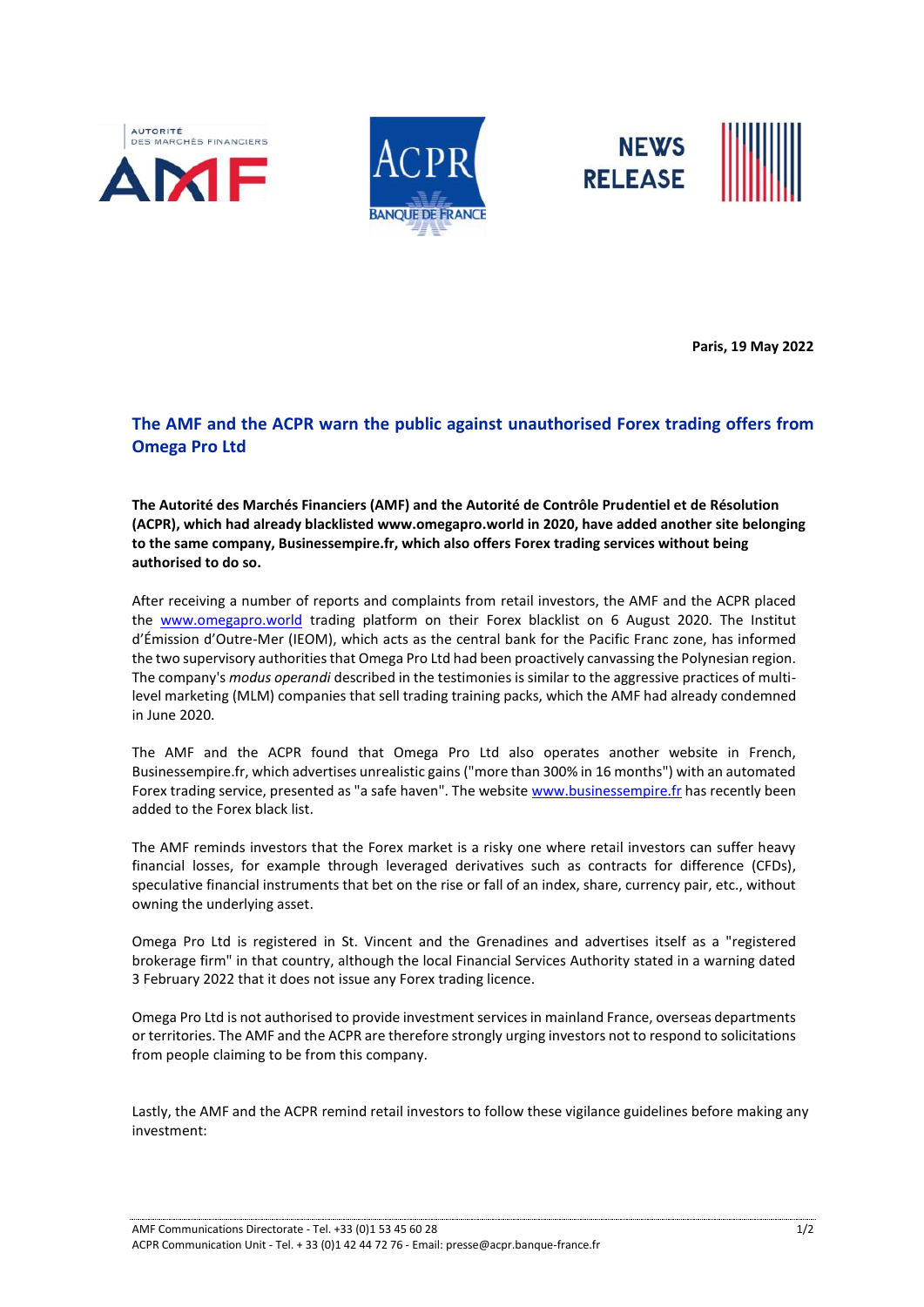Paris, 19 May 2022

# The AMF and the ACPR warn the public against unauthorised Forex trading offers from Omega Pro Ltd

**The Autorité des Marchés Financiers (AMF) and the Autorité de Contrôle Prudentiel et de Résolution (ACPR), which had already blacklisted www.omegapro.world in 2020, have added another site belonging to the same company, Businessempire.fr, which also offers Forex trading services without being authorised to do so.**

After receiving a number of reports and complaints from retail investors, the AMF and the ACPR placed the www.omegapro.world trading platform on their Forex blacklist on 6 August 2020. The Institut d'Émission d'Outre-Mer (IEOM), which acts as the central bank for the Pacific Franc zone, has informed the two supervisory authorities that Omega Pro Ltd had been proactively canvassing the Polynesian region. The company's *modus operandi* described in the testimonies is similar to the aggressive practices of multi-level marketing (MLM) companies that sell trading training packs, which the AMF had already condemned in June 2020.

The AMF and the ACPR found that Omega Pro Ltd also operates another website in French, Businessempire.fr, which advertises unrealistic gains ("more than 300% in 16 months") with an automated Forex trading service, presented as "a safe haven". The website www.businessempire.fr has recently been added to the Forex black list.

The AMF reminds investors that the Forex market is a risky one where retail investors can suffer heavy financial losses, for example through leveraged derivatives such as contracts for difference (CFDs), speculative financial instruments that bet on the rise or fall of an index, share, currency pair, etc., without owning the underlying asset.

Omega Pro Ltd is registered in St. Vincent and the Grenadines and advertises itself as a "registered brokerage firm" in that country, although the local Financial Services Authority stated in a warning dated 3 February 2022 that it does not issue any Forex trading licence.

Omega Pro Ltd is not authorised to provide investment services in mainland France, overseas departments or territories. The AMF and the ACPR are therefore strongly urging investors not to respond to solicitations from people claiming to be from this company.

Lastly, the AMF and the ACPR remind retail investors to follow these vigilance guidelines before making any investment:

AMF Communications Directorate - Tel. +33 (0)1 53 45 60 28
ACPR Communication Unit - Tel. + 33 (0)1 42 44 72 76 - Email: presse@acpr.banque-france.fr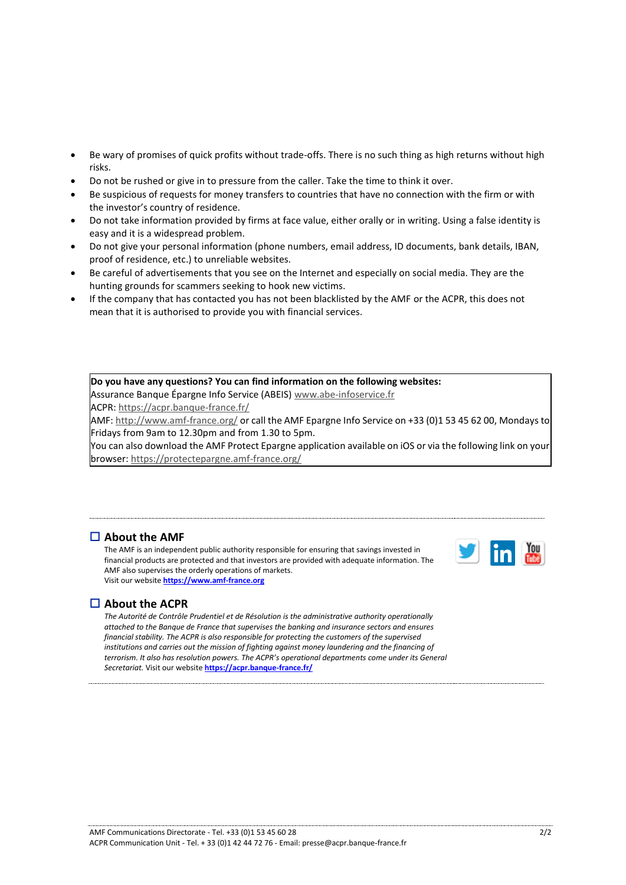- Be wary of promises of quick profits without trade-offs. There is no such thing as high returns without high risks.
- Do not be rushed or give in to pressure from the caller. Take the time to think it over.
- Be suspicious of requests for money transfers to countries that have no connection with the firm or with the investor's country of residence.
- Do not take information provided by firms at face value, either orally or in writing. Using a false identity is easy and it is a widespread problem.
- Do not give your personal information (phone numbers, email address, ID documents, bank details, IBAN, proof of residence, etc.) to unreliable websites.
- Be careful of advertisements that you see on the Internet and especially on social media. They are the hunting grounds for scammers seeking to hook new victims.
- If the company that has contacted you has not been blacklisted by the AMF or the ACPR, this does not mean that it is authorised to provide you with financial services.

**Do you have any questions? You can find information on the following websites:**
Assurance Banque Épargne Info Service (ABEIS) www.abe-infoservice.fr
ACPR: https://acpr.banque-france.fr/
AMF: http://www.amf-france.org/ or call the AMF Epargne Info Service on +33 (0)1 53 45 62 00, Mondays to Fridays from 9am to 12.30pm and from 1.30 to 5pm.
You can also download the AMF Protect Epargne application available on iOS or via the following link on your browser: https://protectepargne.amf-france.org/

## ☐ About the AMF

The AMF is an independent public authority responsible for ensuring that savings invested in financial products are protected and that investors are provided with adequate information. The AMF also supervises the orderly operations of markets.
Visit our website **https://www.amf-france.org**

## ☐ About the ACPR

*The Autorité de Contrôle Prudentiel et de Résolution is the administrative authority operationally attached to the Banque de France that supervises the banking and insurance sectors and ensures financial stability. The ACPR is also responsible for protecting the customers of the supervised institutions and carries out the mission of fighting against money laundering and the financing of terrorism. It also has resolution powers. The ACPR's operational departments come under its General Secretariat.* Visit our website **https://acpr.banque-france.fr/**

AMF Communications Directorate - Tel. +33 (0)1 53 45 60 28
ACPR Communication Unit - Tel. + 33 (0)1 42 44 72 76 - Email: presse@acpr.banque-france.fr